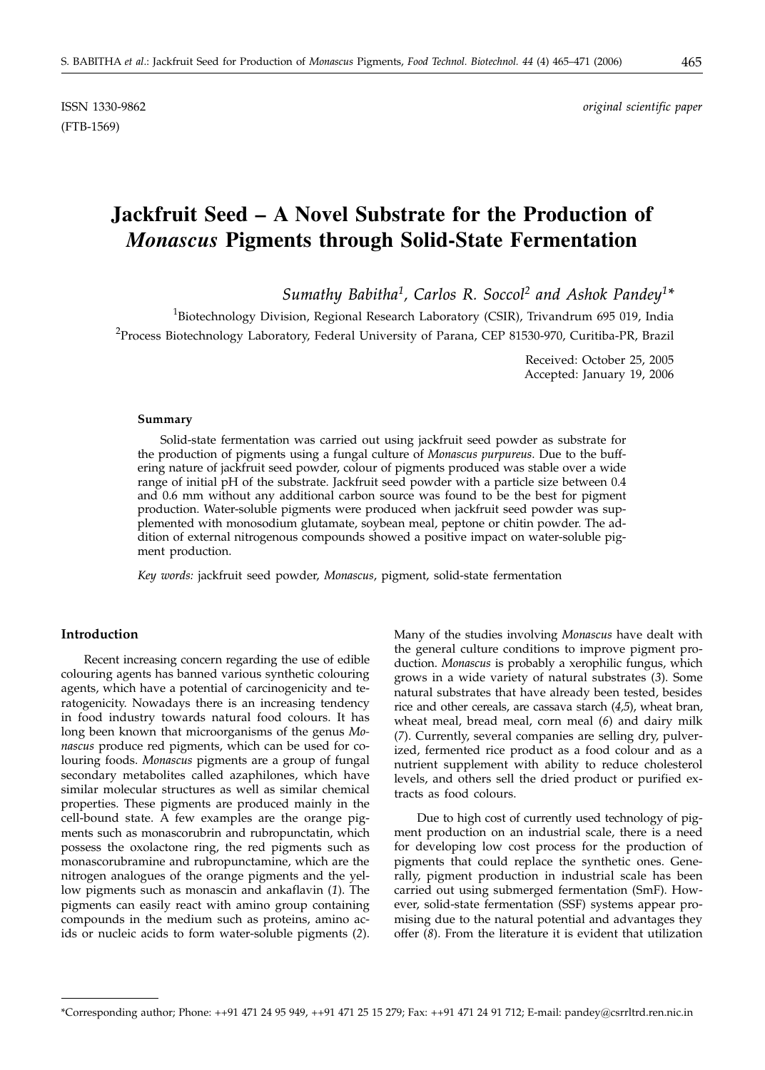ISSN 1330-9862 *original scientific paper*

(FTB-1569)

# Jackfruit Seed – A Novel Substrate for the Production of *Monascus* Pigments through Solid-State Fermentation

*Sumathy Babitha[1], Carlos R. Soccol[2] and Ashok Pandey[1]**

[1]Biotechnology Division, Regional Research Laboratory (CSIR), Trivandrum 695 019, India

[2]Process Biotechnology Laboratory, Federal University of Parana, CEP 81530-970, Curitiba-PR, Brazil

Received: October 25, 2005
Accepted: January 19, 2006

### Summary

Solid-state fermentation was carried out using jackfruit seed powder as substrate for the production of pigments using a fungal culture of *Monascus purpureus*. Due to the buffering nature of jackfruit seed powder, colour of pigments produced was stable over a wide range of initial pH of the substrate. Jackfruit seed powder with a particle size between 0.4 and 0.6 mm without any additional carbon source was found to be the best for pigment production. Water-soluble pigments were produced when jackfruit seed powder was supplemented with monosodium glutamate, soybean meal, peptone or chitin powder. The addition of external nitrogenous compounds showed a positive impact on water-soluble pigment production.

*Key words:* jackfruit seed powder, *Monascus*, pigment, solid-state fermentation

## Introduction

Recent increasing concern regarding the use of edible colouring agents has banned various synthetic colouring agents, which have a potential of carcinogenicity and teratogenicity. Nowadays there is an increasing tendency in food industry towards natural food colours. It has long been known that microorganisms of the genus *Monascus* produce red pigments, which can be used for colouring foods. *Monascus* pigments are a group of fungal secondary metabolites called azaphilones, which have similar molecular structures as well as similar chemical properties. These pigments are produced mainly in the cell-bound state. A few examples are the orange pigments such as monascorubrin and rubropunctatin, which possess the oxolactone ring, the red pigments such as monascorubramine and rubropunctamine, which are the nitrogen analogues of the orange pigments and the yellow pigments such as monascin and ankaflavin (*1*). The pigments can easily react with amino group containing compounds in the medium such as proteins, amino acids or nucleic acids to form water-soluble pigments (*2*). Many of the studies involving *Monascus* have dealt with the general culture conditions to improve pigment production. *Monascus* is probably a xerophilic fungus, which grows in a wide variety of natural substrates (*3*). Some natural substrates that have already been tested, besides rice and other cereals, are cassava starch (*4,5*), wheat bran, wheat meal, bread meal, corn meal (*6*) and dairy milk (*7*). Currently, several companies are selling dry, pulverized, fermented rice product as a food colour and as a nutrient supplement with ability to reduce cholesterol levels, and others sell the dried product or purified extracts as food colours.

Due to high cost of currently used technology of pigment production on an industrial scale, there is a need for developing low cost process for the production of pigments that could replace the synthetic ones. Generally, pigment production in industrial scale has been carried out using submerged fermentation (SmF). However, solid-state fermentation (SSF) systems appear promising due to the natural potential and advantages they offer (*8*). From the literature it is evident that utilization

*Corresponding author; Phone: ++91 471 24 95 949, ++91 471 25 15 279; Fax: ++91 471 24 91 712; E-mail: pandey@csrrltrd.ren.nic.in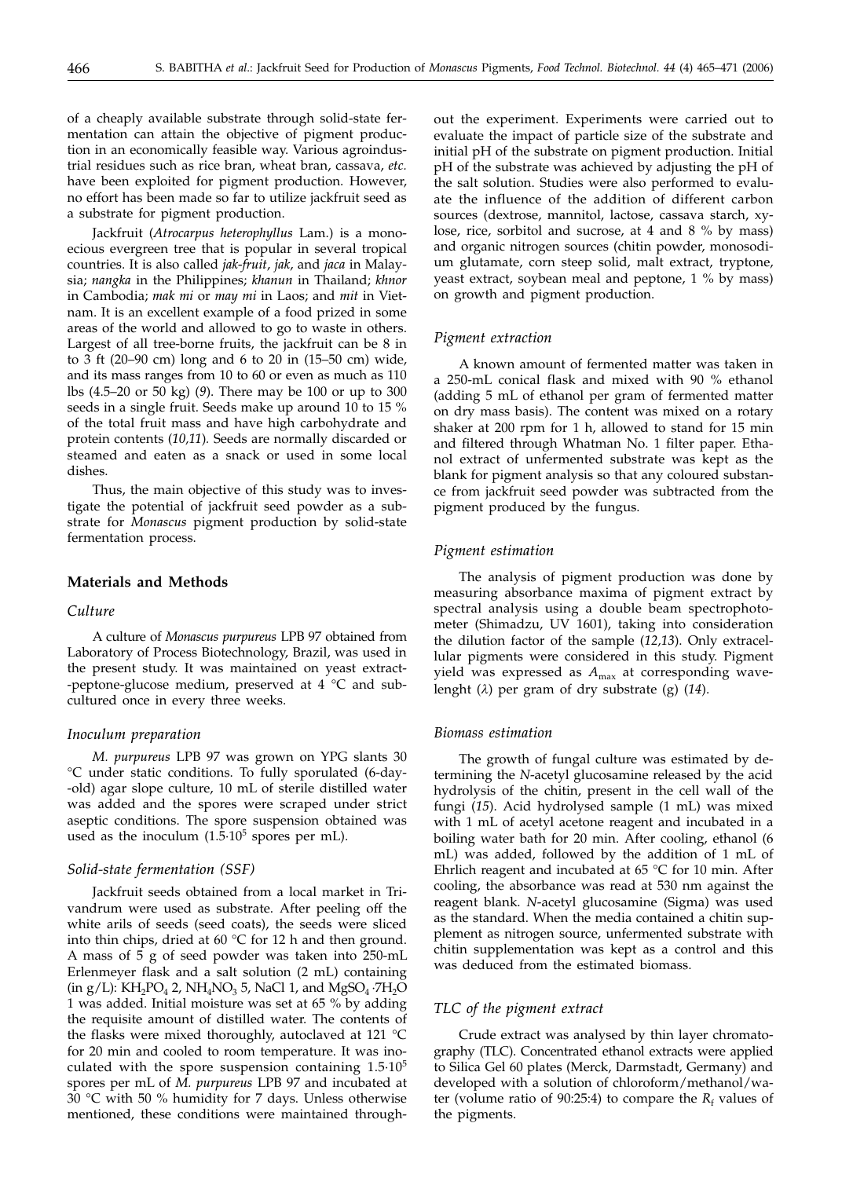of a cheaply available substrate through solid-state fermentation can attain the objective of pigment production in an economically feasible way. Various agroindustrial residues such as rice bran, wheat bran, cassava, *etc.* have been exploited for pigment production. However, no effort has been made so far to utilize jackfruit seed as a substrate for pigment production.

Jackfruit (*Atrocarpus heterophyllus* Lam.) is a monoecious evergreen tree that is popular in several tropical countries. It is also called *jak-fruit*, *jak*, and *jaca* in Malaysia; *nangka* in the Philippines; *khanun* in Thailand; *khnor* in Cambodia; *mak mi* or *may mi* in Laos; and *mit* in Vietnam. It is an excellent example of a food prized in some areas of the world and allowed to go to waste in others. Largest of all tree-borne fruits, the jackfruit can be 8 in to 3 ft (20–90 cm) long and 6 to 20 in (15–50 cm) wide, and its mass ranges from 10 to 60 or even as much as 110 lbs (4.5–20 or 50 kg) (*9*). There may be 100 or up to 300 seeds in a single fruit. Seeds make up around 10 to 15 % of the total fruit mass and have high carbohydrate and protein contents (*10,11*). Seeds are normally discarded or steamed and eaten as a snack or used in some local dishes.

Thus, the main objective of this study was to investigate the potential of jackfruit seed powder as a substrate for *Monascus* pigment production by solid-state fermentation process.

## Materials and Methods

### Culture

A culture of *Monascus purpureus* LPB 97 obtained from Laboratory of Process Biotechnology, Brazil, was used in the present study. It was maintained on yeast extract-peptone-glucose medium, preserved at 4 °C and subcultured once in every three weeks.

### Inoculum preparation

*M. purpureus* LPB 97 was grown on YPG slants 30 °C under static conditions. To fully sporulated (6-day-old) agar slope culture, 10 mL of sterile distilled water was added and the spores were scraped under strict aseptic conditions. The spore suspension obtained was used as the inoculum ($1.5 \cdot 10^5$ spores per mL).

### Solid-state fermentation (SSF)

Jackfruit seeds obtained from a local market in Trivandrum were used as substrate. After peeling off the white arils of seeds (seed coats), the seeds were sliced into thin chips, dried at 60 °C for 12 h and then ground. A mass of 5 g of seed powder was taken into 250-mL Erlenmeyer flask and a salt solution (2 mL) containing (in g/L): $KH_2PO_4$ 2, $NH_4NO_3$ 5, NaCl 1, and $MgSO_4 \cdot 7H_2O$ 1 was added. Initial moisture was set at 65 % by adding the requisite amount of distilled water. The contents of the flasks were mixed thoroughly, autoclaved at 121 °C for 20 min and cooled to room temperature. It was inoculated with the spore suspension containing $1.5 \cdot 10^5$ spores per mL of *M. purpureus* LPB 97 and incubated at 30 °C with 50 % humidity for 7 days. Unless otherwise mentioned, these conditions were maintained throughout the experiment. Experiments were carried out to evaluate the impact of particle size of the substrate and initial pH of the substrate on pigment production. Initial pH of the substrate was achieved by adjusting the pH of the salt solution. Studies were also performed to evaluate the influence of the addition of different carbon sources (dextrose, mannitol, lactose, cassava starch, xylose, rice, sorbitol and sucrose, at 4 and 8 % by mass) and organic nitrogen sources (chitin powder, monosodium glutamate, corn steep solid, malt extract, tryptone, yeast extract, soybean meal and peptone, 1 % by mass) on growth and pigment production.

### Pigment extraction

A known amount of fermented matter was taken in a 250-mL conical flask and mixed with 90 % ethanol (adding 5 mL of ethanol per gram of fermented matter on dry mass basis). The content was mixed on a rotary shaker at 200 rpm for 1 h, allowed to stand for 15 min and filtered through Whatman No. 1 filter paper. Ethanol extract of unfermented substrate was kept as the blank for pigment analysis so that any coloured substance from jackfruit seed powder was subtracted from the pigment produced by the fungus.

### Pigment estimation

The analysis of pigment production was done by measuring absorbance maxima of pigment extract by spectral analysis using a double beam spectrophotometer (Shimadzu, UV 1601), taking into consideration the dilution factor of the sample (*12,13*). Only extracellular pigments were considered in this study. Pigment yield was expressed as $A_{max}$ at corresponding wavelenght ($\lambda$) per gram of dry substrate (g) (*14*).

### Biomass estimation

The growth of fungal culture was estimated by determining the *N*-acetyl glucosamine released by the acid hydrolysis of the chitin, present in the cell wall of the fungi (*15*). Acid hydrolysed sample (1 mL) was mixed with 1 mL of acetyl acetone reagent and incubated in a boiling water bath for 20 min. After cooling, ethanol (6 mL) was added, followed by the addition of 1 mL of Ehrlich reagent and incubated at 65 °C for 10 min. After cooling, the absorbance was read at 530 nm against the reagent blank. *N*-acetyl glucosamine (Sigma) was used as the standard. When the media contained a chitin supplement as nitrogen source, unfermented substrate with chitin supplementation was kept as a control and this was deduced from the estimated biomass.

### TLC of the pigment extract

Crude extract was analysed by thin layer chromatography (TLC). Concentrated ethanol extracts were applied to Silica Gel 60 plates (Merck, Darmstadt, Germany) and developed with a solution of chloroform/methanol/water (volume ratio of 90:25:4) to compare the $R_f$ values of the pigments.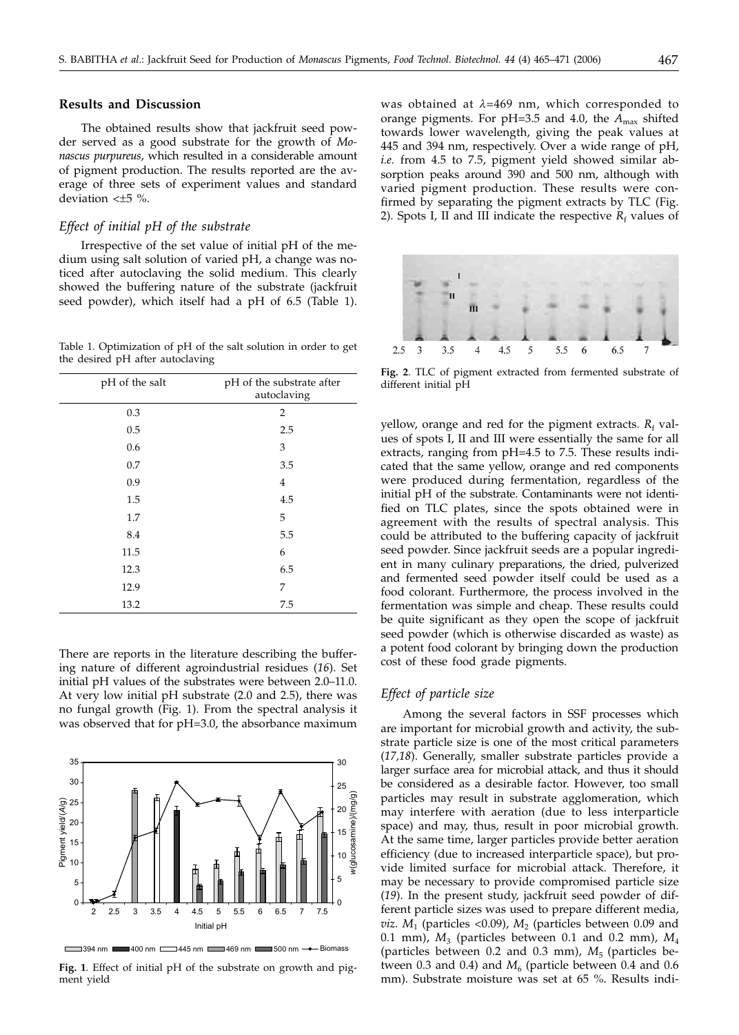## Results and Discussion

The obtained results show that jackfruit seed powder served as a good substrate for the growth of *Monascus purpureus*, which resulted in a considerable amount of pigment production. The results reported are the average of three sets of experiment values and standard deviation <±5 %.

### *Effect of initial pH of the substrate*

Irrespective of the set value of initial pH of the medium using salt solution of varied pH, a change was noticed after autoclaving the solid medium. This clearly showed the buffering nature of the substrate (jackfruit seed powder), which itself had a pH of 6.5 (Table 1).

Table 1. Optimization of pH of the salt solution in order to get the desired pH after autoclaving

| pH of the salt | pH of the substrate after autoclaving |
|---|---|
| 0.3 | 2 |
| 0.5 | 2.5 |
| 0.6 | 3 |
| 0.7 | 3.5 |
| 0.9 | 4 |
| 1.5 | 4.5 |
| 1.7 | 5 |
| 8.4 | 5.5 |
| 11.5 | 6 |
| 12.3 | 6.5 |
| 12.9 | 7 |
| 13.2 | 7.5 |

There are reports in the literature describing the buffering nature of different agroindustrial residues (*16*). Set initial pH values of the substrates were between 2.0–11.0. At very low initial pH substrate (2.0 and 2.5), there was no fungal growth (Fig. 1). From the spectral analysis it was observed that for pH=3.0, the absorbance maximum was obtained at $\lambda$=469 nm, which corresponded to orange pigments. For pH=3.5 and 4.0, the $A_{max}$ shifted towards lower wavelength, giving the peak values at 445 and 394 nm, respectively. Over a wide range of pH, *i.e.* from 4.5 to 7.5, pigment yield showed similar absorption peaks around 390 and 500 nm, although with varied pigment production. These results were confirmed by separating the pigment extracts by TLC (Fig. 2). Spots I, II and III indicate the respective $R_f$ values of yellow, orange and red for the pigment extracts. $R_f$ values of spots I, II and III were essentially the same for all extracts, ranging from pH=4.5 to 7.5. These results indicated that the same yellow, orange and red components were produced during fermentation, regardless of the initial pH of the substrate. Contaminants were not identified on TLC plates, since the spots obtained were in agreement with the results of spectral analysis. This could be attributed to the buffering capacity of jackfruit seed powder. Since jackfruit seeds are a popular ingredient in many culinary preparations, the dried, pulverized and fermented seed powder itself could be used as a food colorant. Furthermore, the process involved in the fermentation was simple and cheap. These results could be quite significant as they open the scope of jackfruit seed powder (which is otherwise discarded as waste) as a potent food colorant by bringing down the production cost of these food grade pigments.

**Fig. 1**. Effect of initial pH of the substrate on growth and pigment yield

**Fig. 2**. TLC of pigment extracted from fermented substrate of different initial pH

### *Effect of particle size*

Among the several factors in SSF processes which are important for microbial growth and activity, the substrate particle size is one of the most critical parameters (*17,18*). Generally, smaller substrate particles provide a larger surface area for microbial attack, and thus it should be considered as a desirable factor. However, too small particles may result in substrate agglomeration, which may interfere with aeration (due to less interparticle space) and may, thus, result in poor microbial growth. At the same time, larger particles provide better aeration efficiency (due to increased interparticle space), but provide limited surface for microbial attack. Therefore, it may be necessary to provide compromised particle size (*19*). In the present study, jackfruit seed powder of different particle sizes was used to prepare different media, *viz.* $M_1$ (particles <0.09), $M_2$ (particles between 0.09 and 0.1 mm), $M_3$ (particles between 0.1 and 0.2 mm), $M_4$ (particles between 0.2 and 0.3 mm), $M_5$ (particles between 0.3 and 0.4) and $M_6$ (particle between 0.4 and 0.6 mm). Substrate moisture was set at 65 %. Results indi-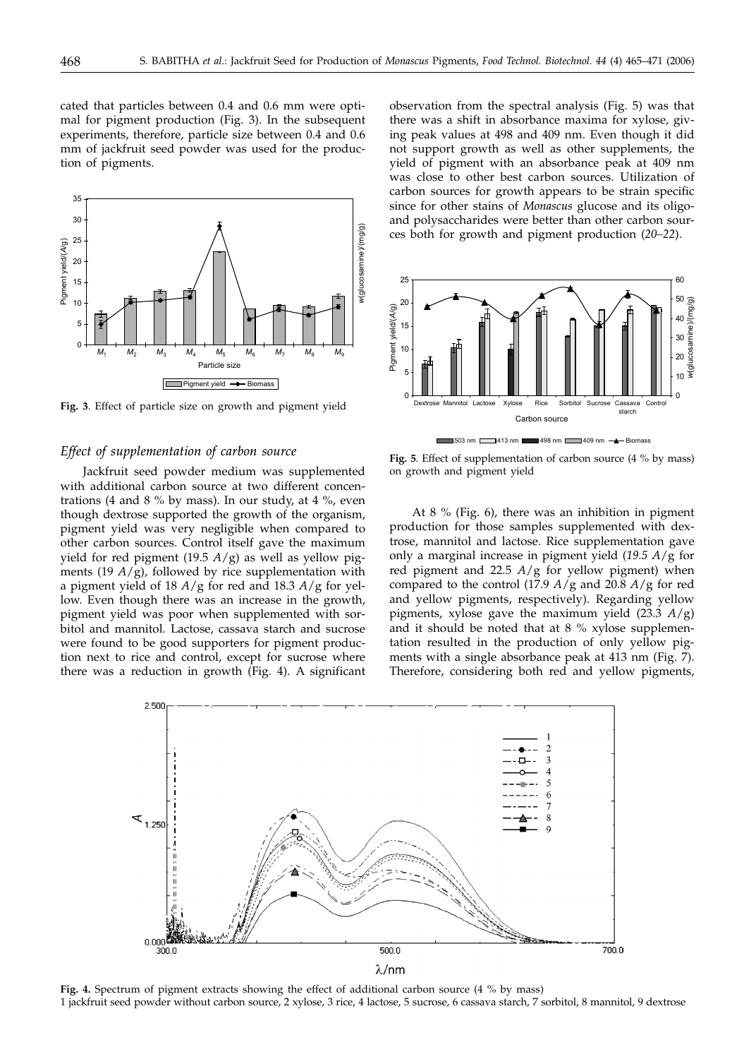cated that particles between 0.4 and 0.6 mm were optimal for pigment production (Fig. 3). In the subsequent experiments, therefore, particle size between 0.4 and 0.6 mm of jackfruit seed powder was used for the production of pigments.

**Fig. 3**. Effect of particle size on growth and pigment yield

### *Effect of supplementation of carbon source*

Jackfruit seed powder medium was supplemented with additional carbon source at two different concentrations (4 and 8 % by mass). In our study, at 4 %, even though dextrose supported the growth of the organism, pigment yield was very negligible when compared to other carbon sources. Control itself gave the maximum yield for red pigment (19.5 $A$/g) as well as yellow pigments (19 $A$/g), followed by rice supplementation with a pigment yield of 18 $A$/g for red and 18.3 $A$/g for yellow. Even though there was an increase in the growth, pigment yield was poor when supplemented with sorbitol and mannitol. Lactose, cassava starch and sucrose were found to be good supporters for pigment production next to rice and control, except for sucrose where there was a reduction in growth (Fig. 4). A significant observation from the spectral analysis (Fig. 5) was that there was a shift in absorbance maxima for xylose, giving peak values at 498 and 409 nm. Even though it did not support growth as well as other supplements, the yield of pigment with an absorbance peak at 409 nm was close to other best carbon sources. Utilization of carbon sources for growth appears to be strain specific since for other stains of *Monascus* glucose and its oligo- and polysaccharides were better than other carbon sources both for growth and pigment production (*20–22*).

**Fig. 5**. Effect of supplementation of carbon source (4 % by mass) on growth and pigment yield

At 8 % (Fig. 6), there was an inhibition in pigment production for those samples supplemented with dextrose, mannitol and lactose. Rice supplementation gave only a marginal increase in pigment yield (19.5 $A$/g for red pigment and 22.5 $A$/g for yellow pigment) when compared to the control (17.9 $A$/g and 20.8 $A$/g for red and yellow pigments, respectively). Regarding yellow pigments, xylose gave the maximum yield (23.3 $A$/g) and it should be noted that at 8 % xylose supplementation resulted in the production of only yellow pigments with a single absorbance peak at 413 nm (Fig. 7). Therefore, considering both red and yellow pigments,

**Fig. 4.** Spectrum of pigment extracts showing the effect of additional carbon source (4 % by mass)
1 jackfruit seed powder without carbon source, 2 xylose, 3 rice, 4 lactose, 5 sucrose, 6 cassava starch, 7 sorbitol, 8 mannitol, 9 dextrose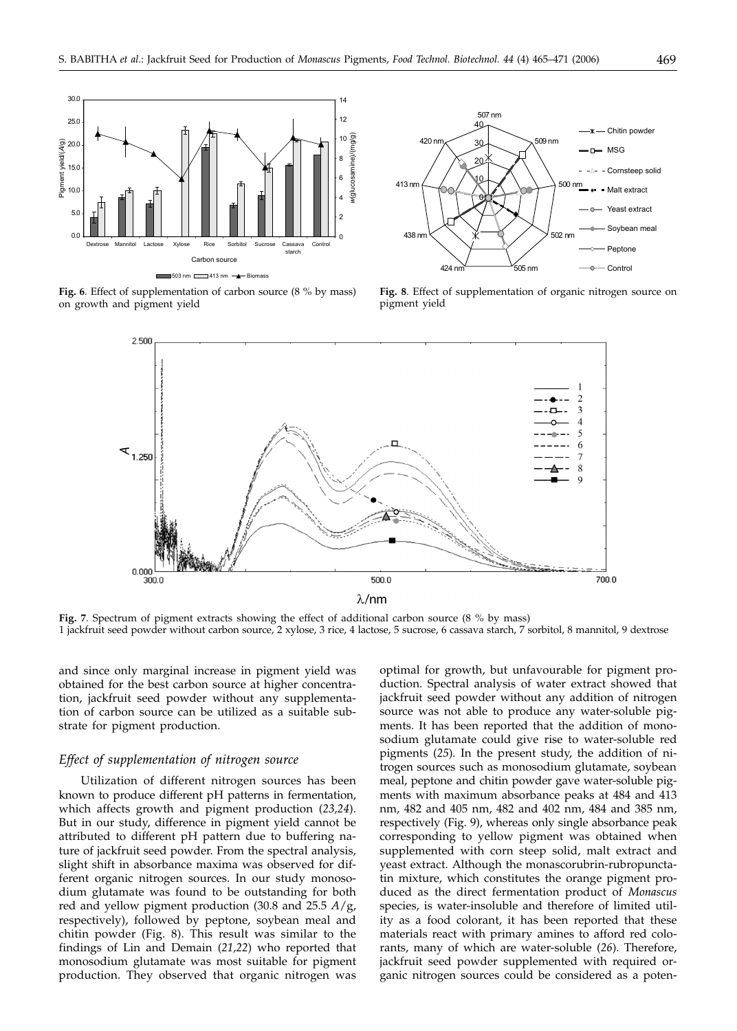**Fig. 6**. Effect of supplementation of carbon source (8 % by mass) on growth and pigment yield

**Fig. 8**. Effect of supplementation of organic nitrogen source on pigment yield

**Fig. 7**. Spectrum of pigment extracts showing the effect of additional carbon source (8 % by mass)
1 jackfruit seed powder without carbon source, 2 xylose, 3 rice, 4 lactose, 5 sucrose, 6 cassava starch, 7 sorbitol, 8 mannitol, 9 dextrose

and since only marginal increase in pigment yield was obtained for the best carbon source at higher concentration, jackfruit seed powder without any supplementation of carbon source can be utilized as a suitable substrate for pigment production.

### *Effect of supplementation of nitrogen source*

Utilization of different nitrogen sources has been known to produce different pH patterns in fermentation, which affects growth and pigment production (*23,24*). But in our study, difference in pigment yield cannot be attributed to different pH pattern due to buffering nature of jackfruit seed powder. From the spectral analysis, slight shift in absorbance maxima was observed for different organic nitrogen sources. In our study monosodium glutamate was found to be outstanding for both red and yellow pigment production (30.8 and 25.5 $A$/g, respectively), followed by peptone, soybean meal and chitin powder (Fig. 8). This result was similar to the findings of Lin and Demain (*21,22*) who reported that monosodium glutamate was most suitable for pigment production. They observed that organic nitrogen was optimal for growth, but unfavourable for pigment production. Spectral analysis of water extract showed that jackfruit seed powder without any addition of nitrogen source was not able to produce any water-soluble pigments. It has been reported that the addition of monosodium glutamate could give rise to water-soluble red pigments (*25*). In the present study, the addition of nitrogen sources such as monosodium glutamate, soybean meal, peptone and chitin powder gave water-soluble pigments with maximum absorbance peaks at 484 and 413 nm, 482 and 405 nm, 482 and 402 nm, 484 and 385 nm, respectively (Fig. 9), whereas only single absorbance peak corresponding to yellow pigment was obtained when supplemented with corn steep solid, malt extract and yeast extract. Although the monascorubrin-rubropunctatin mixture, which constitutes the orange pigment produced as the direct fermentation product of *Monascus* species, is water-insoluble and therefore of limited utility as a food colorant, it has been reported that these materials react with primary amines to afford red colorants, many of which are water-soluble (*26*). Therefore, jackfruit seed powder supplemented with required organic nitrogen sources could be considered as a poten-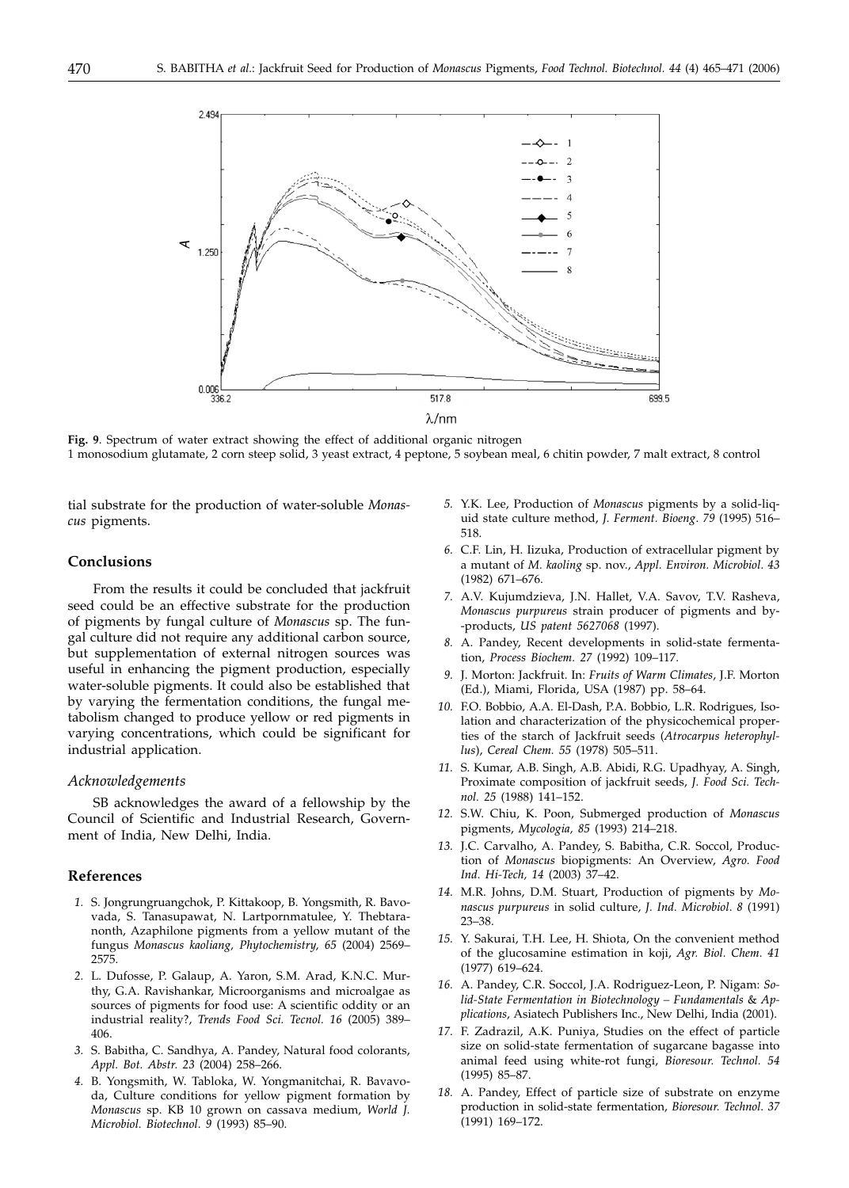**Fig. 9**. Spectrum of water extract showing the effect of additional organic nitrogen
1 monosodium glutamate, 2 corn steep solid, 3 yeast extract, 4 peptone, 5 soybean meal, 6 chitin powder, 7 malt extract, 8 control

tial substrate for the production of water-soluble *Monascus* pigments.

## Conclusions

From the results it could be concluded that jackfruit seed could be an effective substrate for the production of pigments by fungal culture of *Monascus* sp. The fungal culture did not require any additional carbon source, but supplementation of external nitrogen sources was useful in enhancing the pigment production, especially water-soluble pigments. It could also be established that by varying the fermentation conditions, the fungal metabolism changed to produce yellow or red pigments in varying concentrations, which could be significant for industrial application.

### *Acknowledgements*

SB acknowledges the award of a fellowship by the Council of Scientific and Industrial Research, Government of India, New Delhi, India.

## References

1. S. Jongrungruangchok, P. Kittakoop, B. Yongsmith, R. Bavovada, S. Tanasupawat, N. Lartpornmatulee, Y. Thebtaranonth, Azaphilone pigments from a yellow mutant of the fungus *Monascus kaoliang*, *Phytochemistry, 65* (2004) 2569–2575.
2. L. Dufosse, P. Galaup, A. Yaron, S.M. Arad, K.N.C. Murthy, G.A. Ravishankar, Microorganisms and microalgae as sources of pigments for food use: A scientific oddity or an industrial reality?, *Trends Food Sci. Tecnol. 16* (2005) 389–406.
3. S. Babitha, C. Sandhya, A. Pandey, Natural food colorants, *Appl. Bot. Abstr. 23* (2004) 258–266.
4. B. Yongsmith, W. Tabloka, W. Yongmanitchai, R. Bavavoda, Culture conditions for yellow pigment formation by *Monascus* sp. KB 10 grown on cassava medium, *World J. Microbiol. Biotechnol. 9* (1993) 85–90.
5. Y.K. Lee, Production of *Monascus* pigments by a solid-liquid state culture method, *J. Ferment. Bioeng. 79* (1995) 516–518.
6. C.F. Lin, H. Iizuka, Production of extracellular pigment by a mutant of *M. kaoling* sp. nov., *Appl. Environ. Microbiol. 43* (1982) 671–676.
7. A.V. Kujumdzieva, J.N. Hallet, V.A. Savov, T.V. Rasheva, *Monascus purpureus* strain producer of pigments and by-products, *US patent 5627068* (1997).
8. A. Pandey, Recent developments in solid-state fermentation, *Process Biochem. 27* (1992) 109–117.
9. J. Morton: Jackfruit. In: *Fruits of Warm Climates*, J.F. Morton (Ed.), Miami, Florida, USA (1987) pp. 58–64.
10. F.O. Bobbio, A.A. El-Dash, P.A. Bobbio, L.R. Rodrigues, Isolation and characterization of the physicochemical properties of the starch of Jackfruit seeds (*Atrocarpus heterophyllus*), *Cereal Chem. 55* (1978) 505–511.
11. S. Kumar, A.B. Singh, A.B. Abidi, R.G. Upadhyay, A. Singh, Proximate composition of jackfruit seeds, *J. Food Sci. Technol. 25* (1988) 141–152.
12. S.W. Chiu, K. Poon, Submerged production of *Monascus* pigments, *Mycologia, 85* (1993) 214–218.
13. J.C. Carvalho, A. Pandey, S. Babitha, C.R. Soccol, Production of *Monascus* biopigments: An Overview, *Agro. Food Ind. Hi-Tech, 14* (2003) 37–42.
14. M.R. Johns, D.M. Stuart, Production of pigments by *Monascus purpureus* in solid culture, *J. Ind. Microbiol. 8* (1991) 23–38.
15. Y. Sakurai, T.H. Lee, H. Shiota, On the convenient method of the glucosamine estimation in koji, *Agr. Biol. Chem. 41* (1977) 619–624.
16. A. Pandey, C.R. Soccol, J.A. Rodriguez-Leon, P. Nigam: *Solid-State Fermentation in Biotechnology – Fundamentals & Applications*, Asiatech Publishers Inc., New Delhi, India (2001).
17. F. Zadrazil, A.K. Puniya, Studies on the effect of particle size on solid-state fermentation of sugarcane bagasse into animal feed using white-rot fungi, *Bioresour. Technol. 54* (1995) 85–87.
18. A. Pandey, Effect of particle size of substrate on enzyme production in solid-state fermentation, *Bioresour. Technol. 37* (1991) 169–172.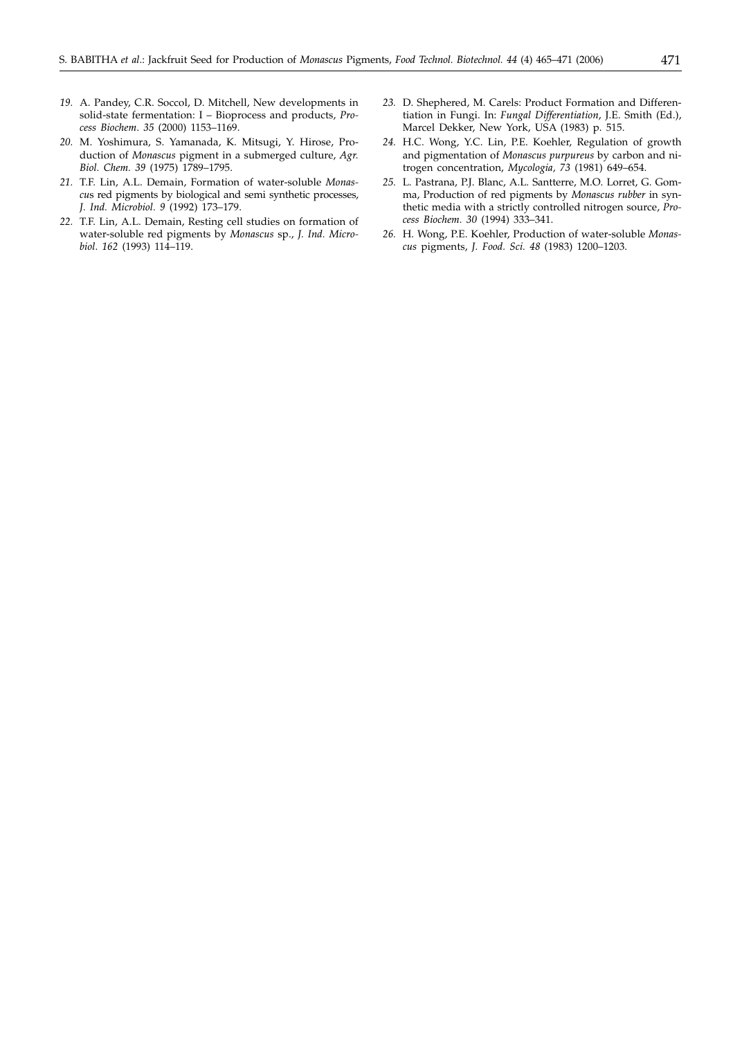*19.* A. Pandey, C.R. Soccol, D. Mitchell, New developments in solid-state fermentation: I – Bioprocess and products, *Process Biochem. 35* (2000) 1153–1169.

*20.* M. Yoshimura, S. Yamanada, K. Mitsugi, Y. Hirose, Production of *Monascus* pigment in a submerged culture, *Agr. Biol. Chem. 39* (1975) 1789–1795.

*21.* T.F. Lin, A.L. Demain, Formation of water-soluble *Monascus* red pigments by biological and semi synthetic processes, *J. Ind. Microbiol. 9* (1992) 173–179.

*22.* T.F. Lin, A.L. Demain, Resting cell studies on formation of water-soluble red pigments by *Monascus* sp., *J. Ind. Microbiol. 162* (1993) 114–119.

*23.* D. Shephered, M. Carels: Product Formation and Differentiation in Fungi. In: *Fungal Differentiation*, J.E. Smith (Ed.), Marcel Dekker, New York, USA (1983) p. 515.

*24.* H.C. Wong, Y.C. Lin, P.E. Koehler, Regulation of growth and pigmentation of *Monascus purpureus* by carbon and nitrogen concentration, *Mycologia, 73* (1981) 649–654.

*25.* L. Pastrana, P.J. Blanc, A.L. Santterre, M.O. Lorret, G. Gomma, Production of red pigments by *Monascus rubber* in synthetic media with a strictly controlled nitrogen source, *Process Biochem. 30* (1994) 333–341.

*26.* H. Wong, P.E. Koehler, Production of water-soluble *Monascus* pigments, *J. Food. Sci. 48* (1983) 1200–1203.